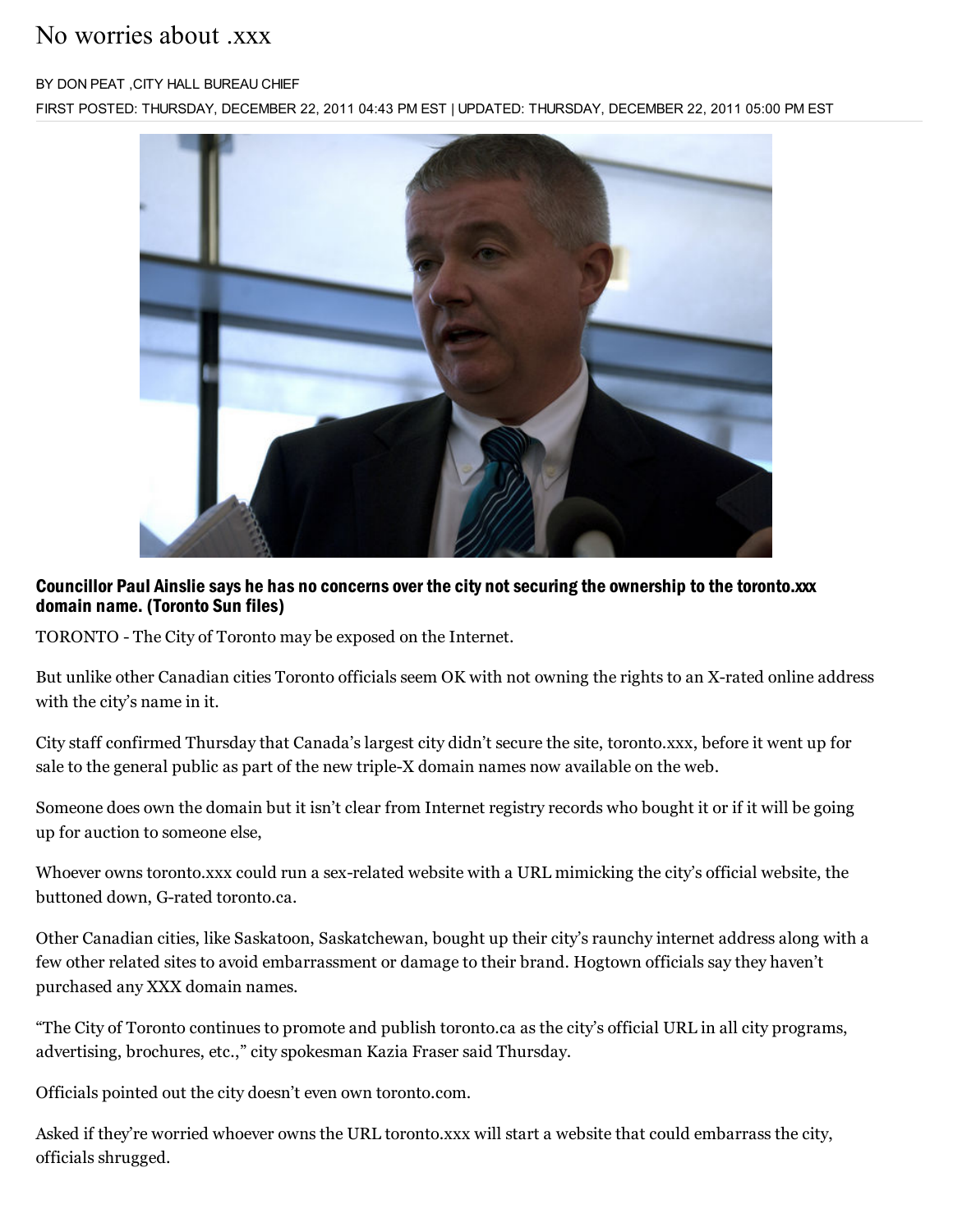# No worries about .xxx

BY DON PEAT ,CITY HALL BUREAU CHIEF

FIRST POSTED: THURSDAY, DECEMBER 22, 2011 04:43 PM EST | UPDATED: THURSDAY, DECEMBER 22, 2011 05:00 PM EST

**Councillor Paul Ainslie says he has no concerns over the city not securing the ownership to the toronto.xxx domain name. (Toronto Sun files)**

TORONTO - The City of Toronto may be exposed on the Internet.

But unlike other Canadian cities Toronto officials seem OK with not owning the rights to an X-rated online address with the city's name in it.

City staff confirmed Thursday that Canada's largest city didn't secure the site, toronto.xxx, before it went up for sale to the general public as part of the new triple-X domain names now available on the web.

Someone does own the domain but it isn't clear from Internet registry records who bought it or if it will be going up for auction to someone else,

Whoever owns toronto.xxx could run a sex-related website with a URL mimicking the city's official website, the buttoned down, G-rated toronto.ca.

Other Canadian cities, like Saskatoon, Saskatchewan, bought up their city's raunchy internet address along with a few other related sites to avoid embarrassment or damage to their brand. Hogtown officials say they haven't purchased any XXX domain names.

"The City of Toronto continues to promote and publish toronto.ca as the city's official URL in all city programs, advertising, brochures, etc.," city spokesman Kazia Fraser said Thursday.

Officials pointed out the city doesn't even own toronto.com.

Asked if they're worried whoever owns the URL toronto.xxx will start a website that could embarrass the city, officials shrugged.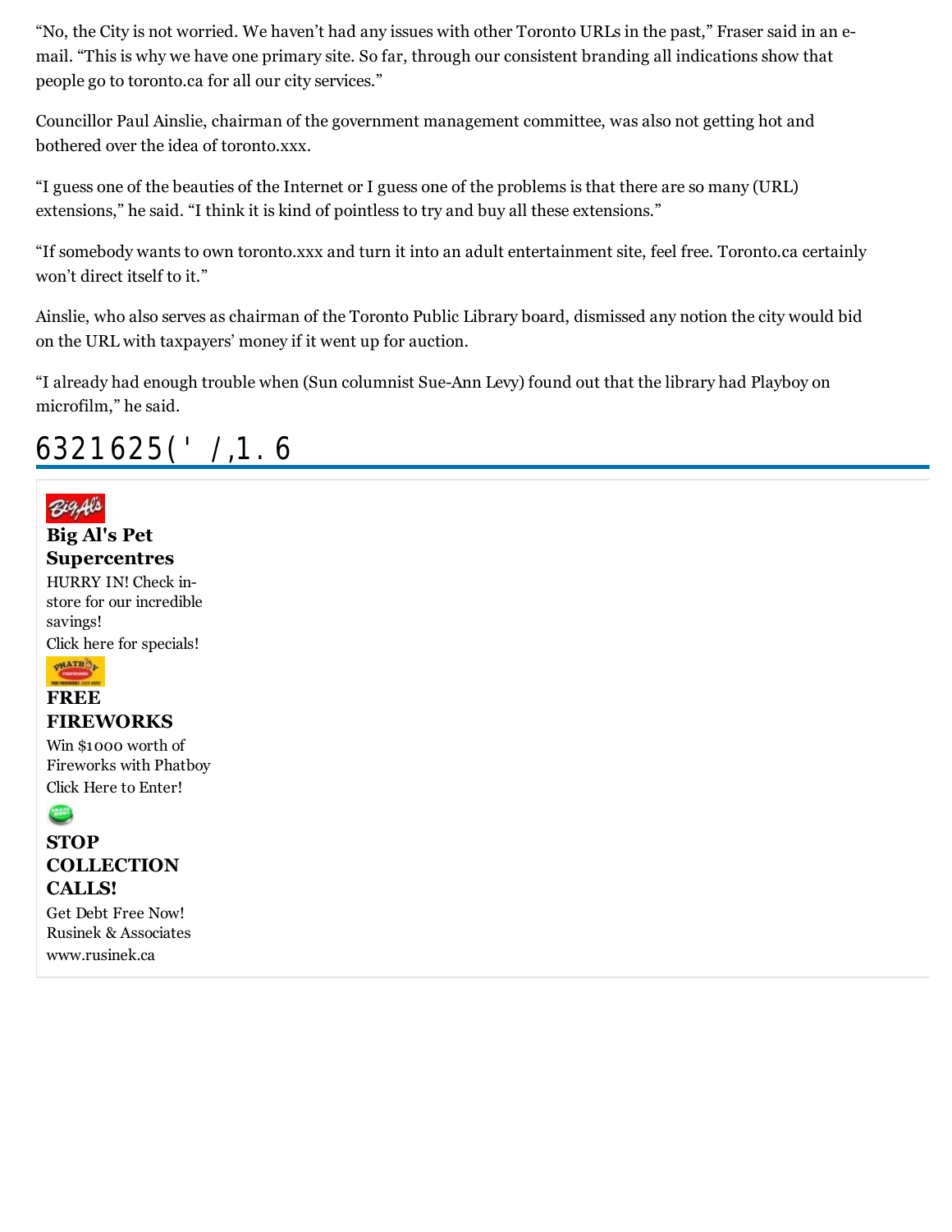"No, the City is not worried. We haven't had any issues with other Toronto URLs in the past," Fraser said in an e-mail. "This is why we have one primary site. So far, through our consistent branding all indications show that people go to toronto.ca for all our city services."

Councillor Paul Ainslie, chairman of the government management committee, was also not getting hot and bothered over the idea of toronto.xxx.

"I guess one of the beauties of the Internet or I guess one of the problems is that there are so many (URL) extensions," he said. "I think it is kind of pointless to try and buy all these extensions."

"If somebody wants to own toronto.xxx and turn it into an adult entertainment site, feel free. Toronto.ca certainly won't direct itself to it."

Ainslie, who also serves as chairman of the Toronto Public Library board, dismissed any notion the city would bid on the URL with taxpayers' money if it went up for auction.

"I already had enough trouble when (Sun columnist Sue-Ann Levy) found out that the library had Playboy on microfilm," he said.

## 6321625(' /,1.6

**Big Al's Pet Supercentres**

HURRY IN! Check in-store for our incredible savings!

Click here for specials!

**FREE FIREWORKS**

Win $1000 worth of Fireworks with Phatboy

Click Here to Enter!

**STOP COLLECTION CALLS!**

Get Debt Free Now! Rusinek & Associates

www.rusinek.ca